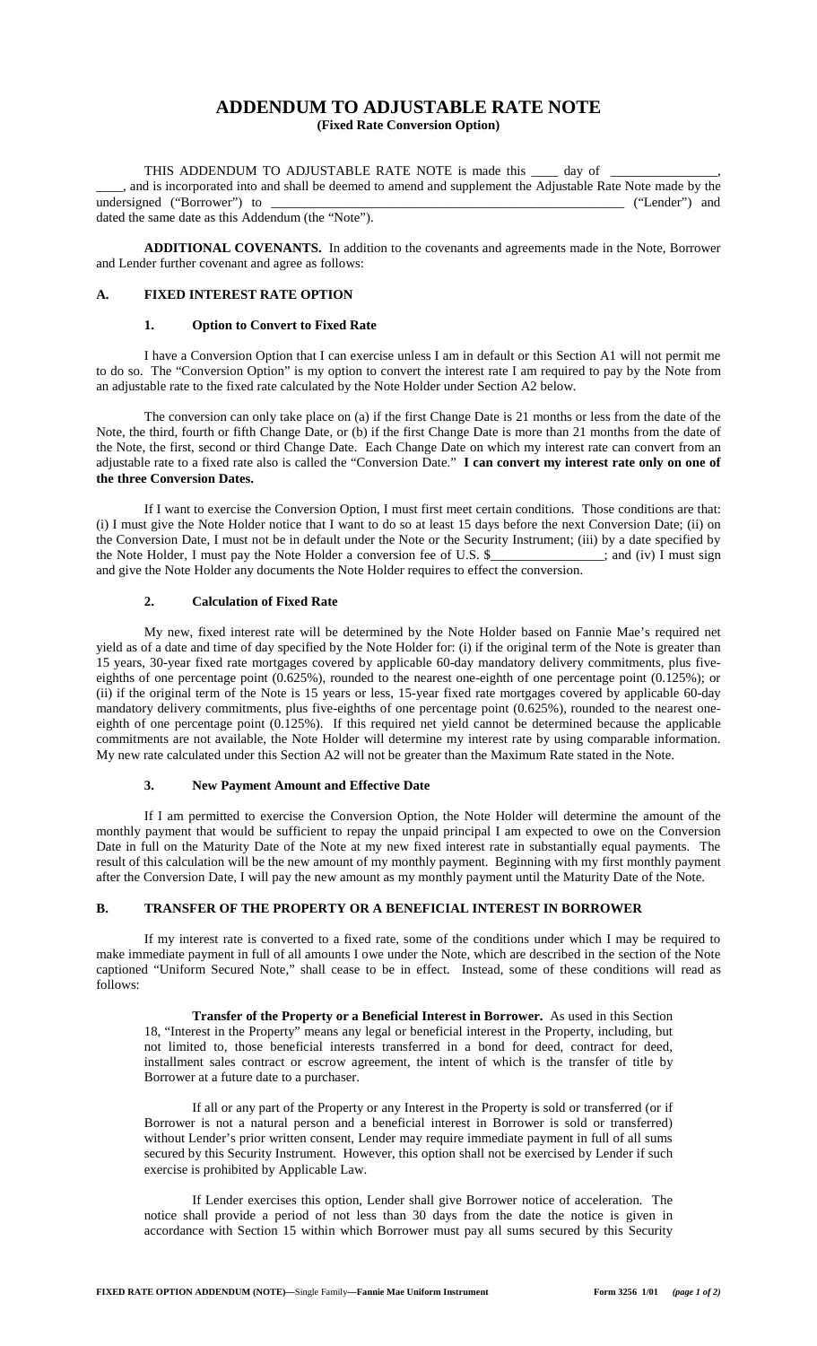# ADDENDUM TO ADJUSTABLE RATE NOTE

**(Fixed Rate Conversion Option)**

THIS ADDENDUM TO ADJUSTABLE RATE NOTE is made this ____ day of _______________, ____, and is incorporated into and shall be deemed to amend and supplement the Adjustable Rate Note made by the undersigned ("Borrower") to _____________________________________________________ ("Lender") and dated the same date as this Addendum (the "Note").

**ADDITIONAL COVENANTS.** In addition to the covenants and agreements made in the Note, Borrower and Lender further covenant and agree as follows:

## A. FIXED INTEREST RATE OPTION

### 1. Option to Convert to Fixed Rate

I have a Conversion Option that I can exercise unless I am in default or this Section A1 will not permit me to do so. The "Conversion Option" is my option to convert the interest rate I am required to pay by the Note from an adjustable rate to the fixed rate calculated by the Note Holder under Section A2 below.

The conversion can only take place on (a) if the first Change Date is 21 months or less from the date of the Note, the third, fourth or fifth Change Date, or (b) if the first Change Date is more than 21 months from the date of the Note, the first, second or third Change Date. Each Change Date on which my interest rate can convert from an adjustable rate to a fixed rate also is called the "Conversion Date." **I can convert my interest rate only on one of the three Conversion Dates.**

If I want to exercise the Conversion Option, I must first meet certain conditions. Those conditions are that: (i) I must give the Note Holder notice that I want to do so at least 15 days before the next Conversion Date; (ii) on the Conversion Date, I must not be in default under the Note or the Security Instrument; (iii) by a date specified by the Note Holder, I must pay the Note Holder a conversion fee of U.S. $________________; and (iv) I must sign and give the Note Holder any documents the Note Holder requires to effect the conversion.

### 2. Calculation of Fixed Rate

My new, fixed interest rate will be determined by the Note Holder based on Fannie Mae's required net yield as of a date and time of day specified by the Note Holder for: (i) if the original term of the Note is greater than 15 years, 30-year fixed rate mortgages covered by applicable 60-day mandatory delivery commitments, plus five-eighths of one percentage point (0.625%), rounded to the nearest one-eighth of one percentage point (0.125%); or (ii) if the original term of the Note is 15 years or less, 15-year fixed rate mortgages covered by applicable 60-day mandatory delivery commitments, plus five-eighths of one percentage point (0.625%), rounded to the nearest one-eighth of one percentage point (0.125%). If this required net yield cannot be determined because the applicable commitments are not available, the Note Holder will determine my interest rate by using comparable information. My new rate calculated under this Section A2 will not be greater than the Maximum Rate stated in the Note.

### 3. New Payment Amount and Effective Date

If I am permitted to exercise the Conversion Option, the Note Holder will determine the amount of the monthly payment that would be sufficient to repay the unpaid principal I am expected to owe on the Conversion Date in full on the Maturity Date of the Note at my new fixed interest rate in substantially equal payments. The result of this calculation will be the new amount of my monthly payment. Beginning with my first monthly payment after the Conversion Date, I will pay the new amount as my monthly payment until the Maturity Date of the Note.

## B. TRANSFER OF THE PROPERTY OR A BENEFICIAL INTEREST IN BORROWER

If my interest rate is converted to a fixed rate, some of the conditions under which I may be required to make immediate payment in full of all amounts I owe under the Note, which are described in the section of the Note captioned "Uniform Secured Note," shall cease to be in effect. Instead, some of these conditions will read as follows:

> **Transfer of the Property or a Beneficial Interest in Borrower.** As used in this Section 18, "Interest in the Property" means any legal or beneficial interest in the Property, including, but not limited to, those beneficial interests transferred in a bond for deed, contract for deed, installment sales contract or escrow agreement, the intent of which is the transfer of title by Borrower at a future date to a purchaser.
>
> If all or any part of the Property or any Interest in the Property is sold or transferred (or if Borrower is not a natural person and a beneficial interest in Borrower is sold or transferred) without Lender's prior written consent, Lender may require immediate payment in full of all sums secured by this Security Instrument. However, this option shall not be exercised by Lender if such exercise is prohibited by Applicable Law.
>
> If Lender exercises this option, Lender shall give Borrower notice of acceleration. The notice shall provide a period of not less than 30 days from the date the notice is given in accordance with Section 15 within which Borrower must pay all sums secured by this Security

**FIXED RATE OPTION ADDENDUM (NOTE)—**Single Family**—Fannie Mae Uniform Instrument** **Form 3256 1/01**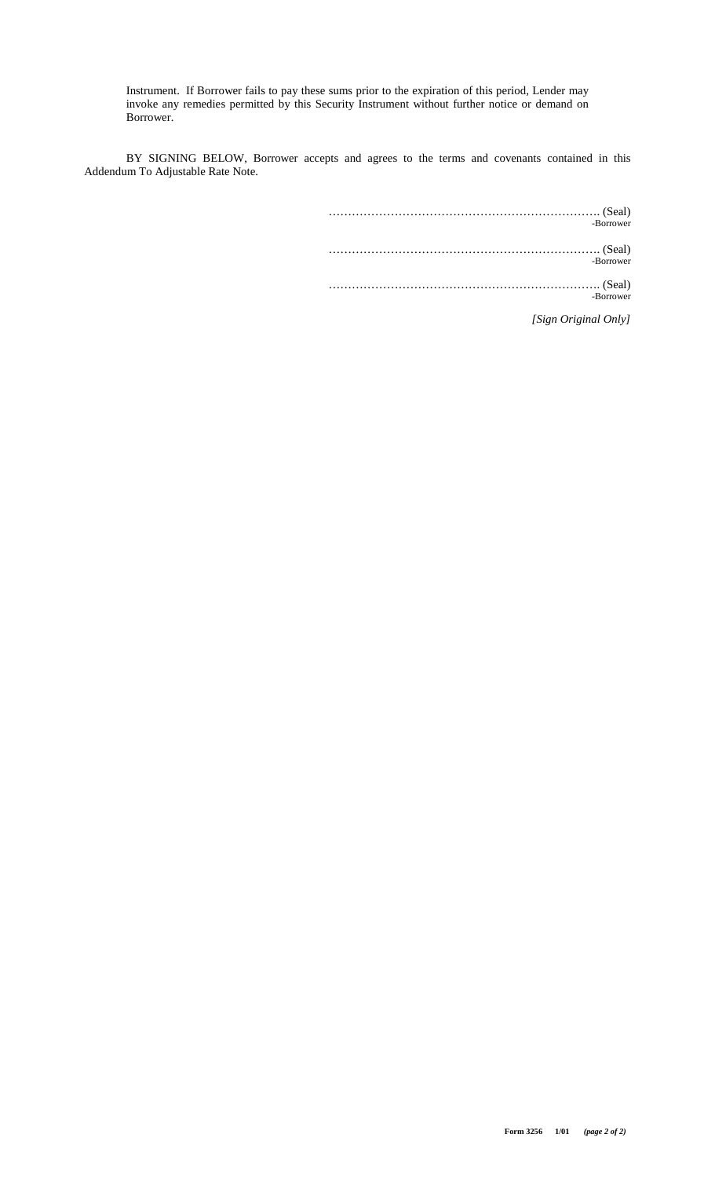Instrument. If Borrower fails to pay these sums prior to the expiration of this period, Lender may invoke any remedies permitted by this Security Instrument without further notice or demand on Borrower.

BY SIGNING BELOW, Borrower accepts and agrees to the terms and covenants contained in this Addendum To Adjustable Rate Note.

……………………………………………………………… (Seal)
-Borrower

……………………………………………………………… (Seal)
-Borrower

……………………………………………………………… (Seal)
-Borrower

*[Sign Original Only]*

**Form 3256 1/01**